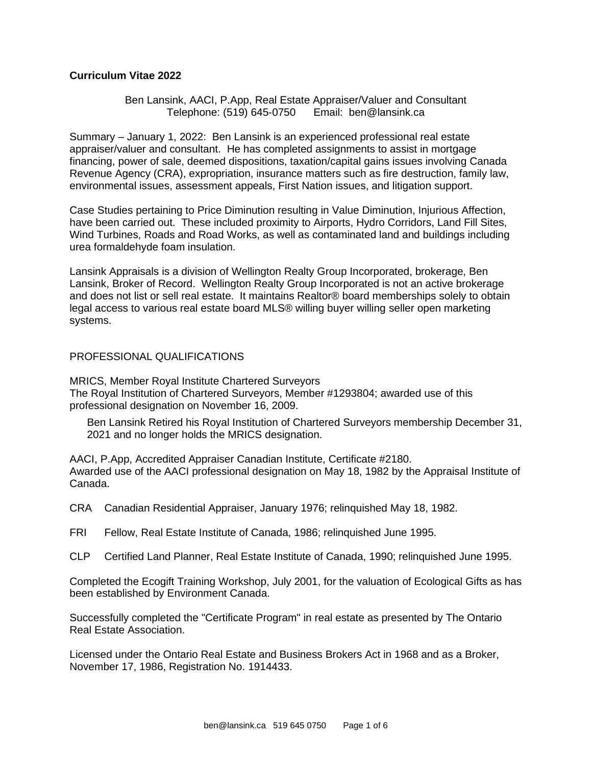**Curriculum Vitae 2022**

Ben Lansink, AACI, P.App, Real Estate Appraiser/Valuer and Consultant
Telephone: (519) 645-0750 Email: ben@lansink.ca

Summary – January 1, 2022: Ben Lansink is an experienced professional real estate appraiser/valuer and consultant. He has completed assignments to assist in mortgage financing, power of sale, deemed dispositions, taxation/capital gains issues involving Canada Revenue Agency (CRA), expropriation, insurance matters such as fire destruction, family law, environmental issues, assessment appeals, First Nation issues, and litigation support.

Case Studies pertaining to Price Diminution resulting in Value Diminution, Injurious Affection, have been carried out. These included proximity to Airports, Hydro Corridors, Land Fill Sites, Wind Turbines, Roads and Road Works, as well as contaminated land and buildings including urea formaldehyde foam insulation.

Lansink Appraisals is a division of Wellington Realty Group Incorporated, brokerage, Ben Lansink, Broker of Record. Wellington Realty Group Incorporated is not an active brokerage and does not list or sell real estate. It maintains Realtor® board memberships solely to obtain legal access to various real estate board MLS® willing buyer willing seller open marketing systems.

## PROFESSIONAL QUALIFICATIONS

MRICS, Member Royal Institute Chartered Surveyors
The Royal Institution of Chartered Surveyors, Member #1293804; awarded use of this professional designation on November 16, 2009.

> Ben Lansink Retired his Royal Institution of Chartered Surveyors membership December 31, 2021 and no longer holds the MRICS designation.

AACI, P.App, Accredited Appraiser Canadian Institute, Certificate #2180.
Awarded use of the AACI professional designation on May 18, 1982 by the Appraisal Institute of Canada.

CRA Canadian Residential Appraiser, January 1976; relinquished May 18, 1982.

FRI Fellow, Real Estate Institute of Canada, 1986; relinquished June 1995.

CLP Certified Land Planner, Real Estate Institute of Canada, 1990; relinquished June 1995.

Completed the Ecogift Training Workshop, July 2001, for the valuation of Ecological Gifts as has been established by Environment Canada.

Successfully completed the "Certificate Program" in real estate as presented by The Ontario Real Estate Association.

Licensed under the Ontario Real Estate and Business Brokers Act in 1968 and as a Broker, November 17, 1986, Registration No. 1914433.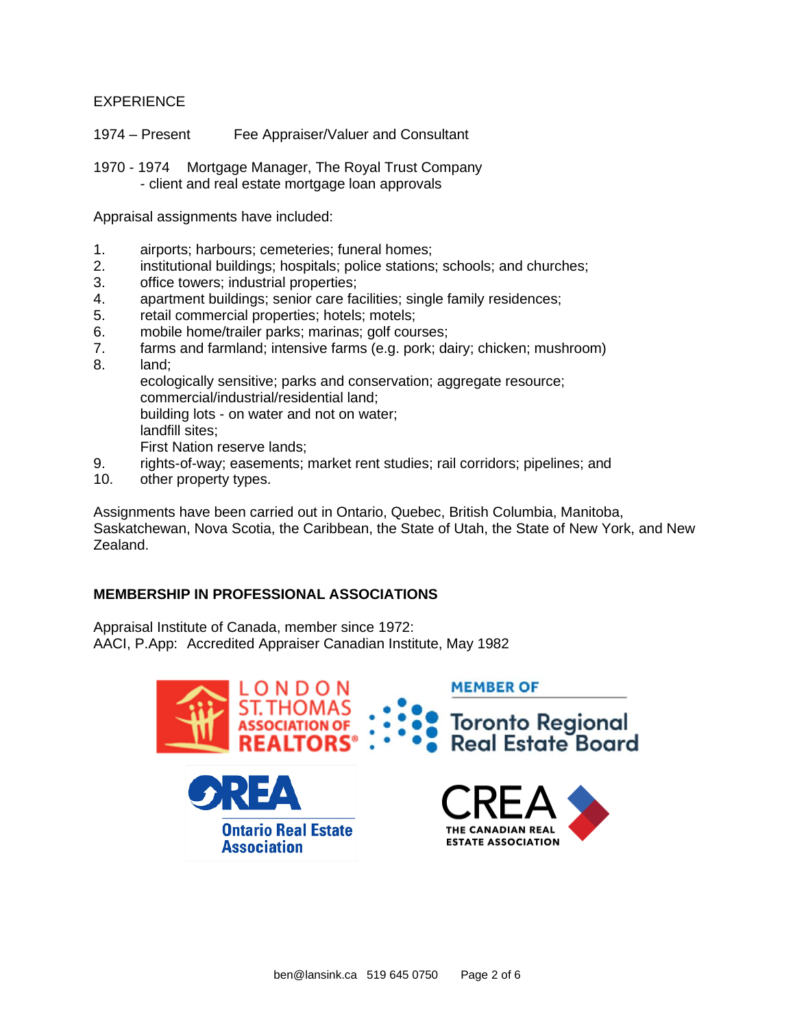EXPERIENCE

1974 – Present Fee Appraiser/Valuer and Consultant

1970 - 1974 Mortgage Manager, The Royal Trust Company
- client and real estate mortgage loan approvals

Appraisal assignments have included:

1. airports; harbours; cemeteries; funeral homes;
2. institutional buildings; hospitals; police stations; schools; and churches;
3. office towers; industrial properties;
4. apartment buildings; senior care facilities; single family residences;
5. retail commercial properties; hotels; motels;
6. mobile home/trailer parks; marinas; golf courses;
7. farms and farmland; intensive farms (e.g. pork; dairy; chicken; mushroom)
8. land;
   ecologically sensitive; parks and conservation; aggregate resource;
   commercial/industrial/residential land;
   building lots - on water and not on water;
   landfill sites;
   First Nation reserve lands;
9. rights-of-way; easements; market rent studies; rail corridors; pipelines; and
10. other property types.

Assignments have been carried out in Ontario, Quebec, British Columbia, Manitoba, Saskatchewan, Nova Scotia, the Caribbean, the State of Utah, the State of New York, and New Zealand.

**MEMBERSHIP IN PROFESSIONAL ASSOCIATIONS**

Appraisal Institute of Canada, member since 1972:
AACI, P.App: Accredited Appraiser Canadian Institute, May 1982

LONDON ST.THOMAS ASSOCIATION OF REALTORS®

MEMBER OF Toronto Regional Real Estate Board

OREA Ontario Real Estate Association

CREA THE CANADIAN REAL ESTATE ASSOCIATION

ben@lansink.ca 519 645 0750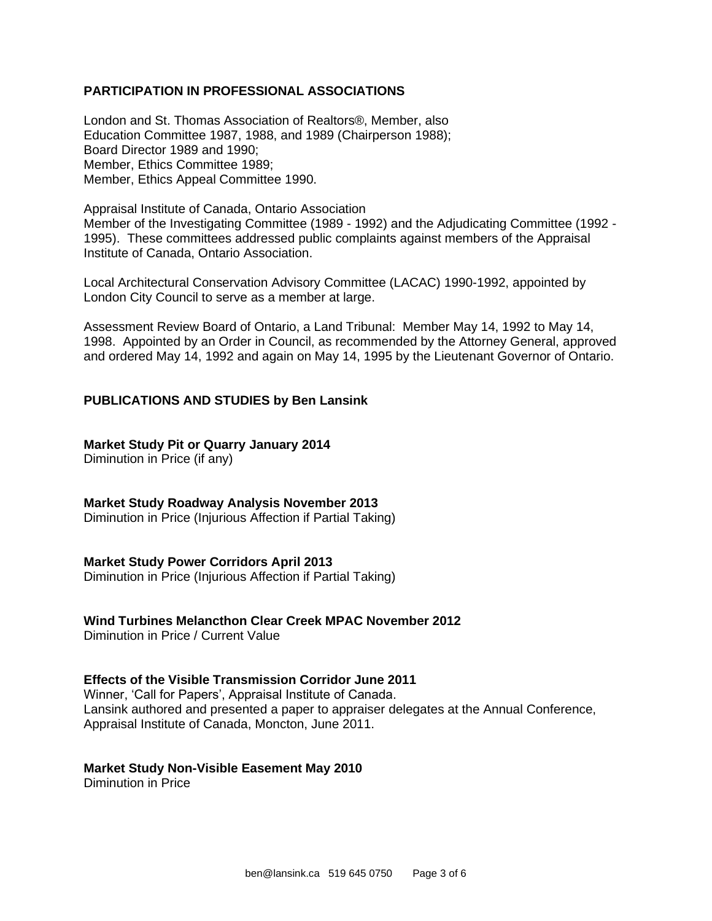## PARTICIPATION IN PROFESSIONAL ASSOCIATIONS

London and St. Thomas Association of Realtors®, Member, also
Education Committee 1987, 1988, and 1989 (Chairperson 1988);
Board Director 1989 and 1990;
Member, Ethics Committee 1989;
Member, Ethics Appeal Committee 1990.

Appraisal Institute of Canada, Ontario Association
Member of the Investigating Committee (1989 - 1992) and the Adjudicating Committee (1992 - 1995). These committees addressed public complaints against members of the Appraisal Institute of Canada, Ontario Association.

Local Architectural Conservation Advisory Committee (LACAC) 1990-1992, appointed by London City Council to serve as a member at large.

Assessment Review Board of Ontario, a Land Tribunal: Member May 14, 1992 to May 14, 1998. Appointed by an Order in Council, as recommended by the Attorney General, approved and ordered May 14, 1992 and again on May 14, 1995 by the Lieutenant Governor of Ontario.

## PUBLICATIONS AND STUDIES by Ben Lansink

**Market Study Pit or Quarry January 2014**
Diminution in Price (if any)

**Market Study Roadway Analysis November 2013**
Diminution in Price (Injurious Affection if Partial Taking)

**Market Study Power Corridors April 2013**
Diminution in Price (Injurious Affection if Partial Taking)

**Wind Turbines Melancthon Clear Creek MPAC November 2012**
Diminution in Price / Current Value

**Effects of the Visible Transmission Corridor June 2011**
Winner, 'Call for Papers', Appraisal Institute of Canada.
Lansink authored and presented a paper to appraiser delegates at the Annual Conference, Appraisal Institute of Canada, Moncton, June 2011.

**Market Study Non-Visible Easement May 2010**
Diminution in Price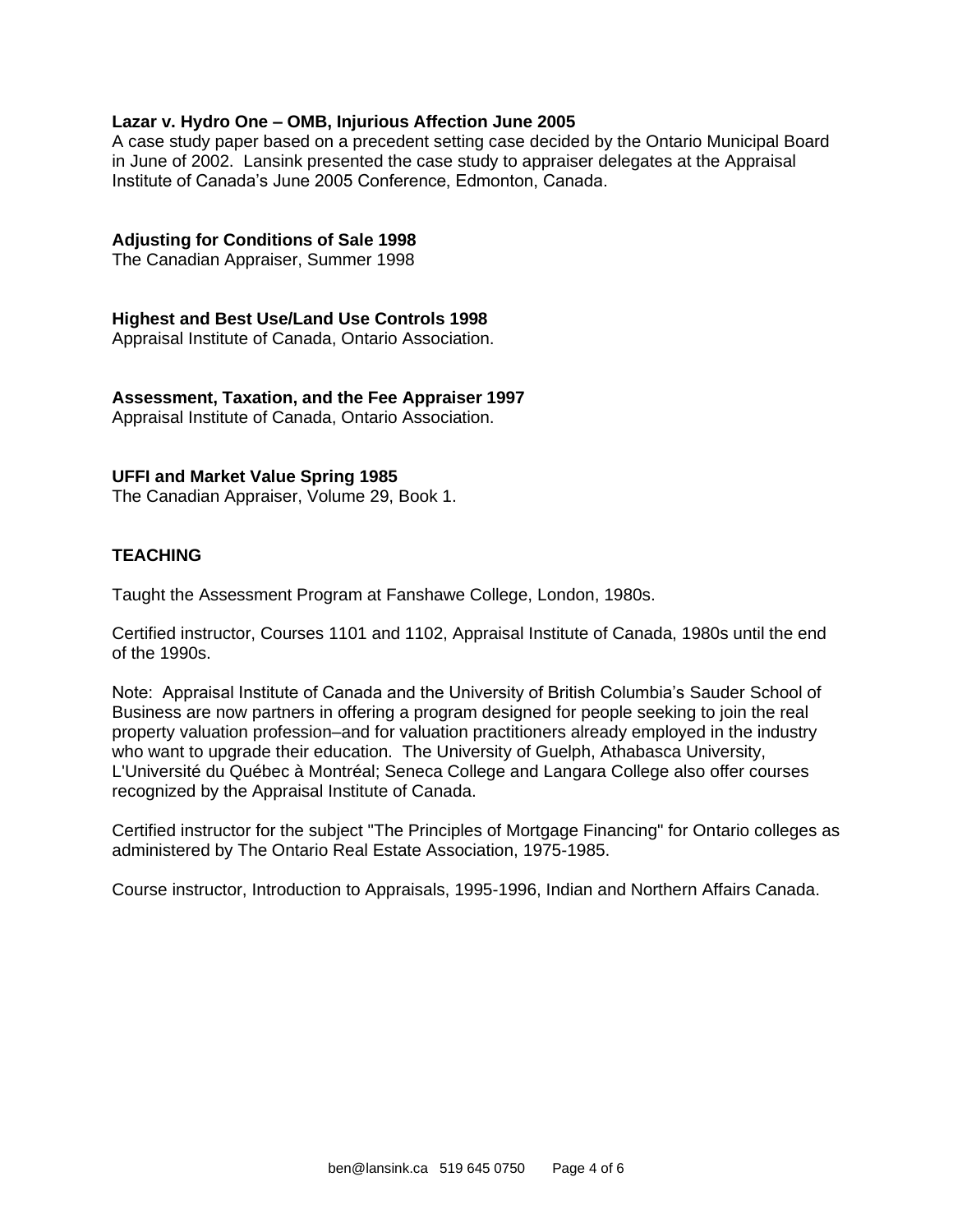**Lazar v. Hydro One – OMB, Injurious Affection June 2005**
A case study paper based on a precedent setting case decided by the Ontario Municipal Board in June of 2002. Lansink presented the case study to appraiser delegates at the Appraisal Institute of Canada's June 2005 Conference, Edmonton, Canada.

**Adjusting for Conditions of Sale 1998**
The Canadian Appraiser, Summer 1998

**Highest and Best Use/Land Use Controls 1998**
Appraisal Institute of Canada, Ontario Association.

**Assessment, Taxation, and the Fee Appraiser 1997**
Appraisal Institute of Canada, Ontario Association.

**UFFI and Market Value Spring 1985**
The Canadian Appraiser, Volume 29, Book 1.

## TEACHING

Taught the Assessment Program at Fanshawe College, London, 1980s.

Certified instructor, Courses 1101 and 1102, Appraisal Institute of Canada, 1980s until the end of the 1990s.

Note: Appraisal Institute of Canada and the University of British Columbia's Sauder School of Business are now partners in offering a program designed for people seeking to join the real property valuation profession–and for valuation practitioners already employed in the industry who want to upgrade their education. The University of Guelph, Athabasca University, L'Université du Québec à Montréal; Seneca College and Langara College also offer courses recognized by the Appraisal Institute of Canada.

Certified instructor for the subject "The Principles of Mortgage Financing" for Ontario colleges as administered by The Ontario Real Estate Association, 1975-1985.

Course instructor, Introduction to Appraisals, 1995-1996, Indian and Northern Affairs Canada.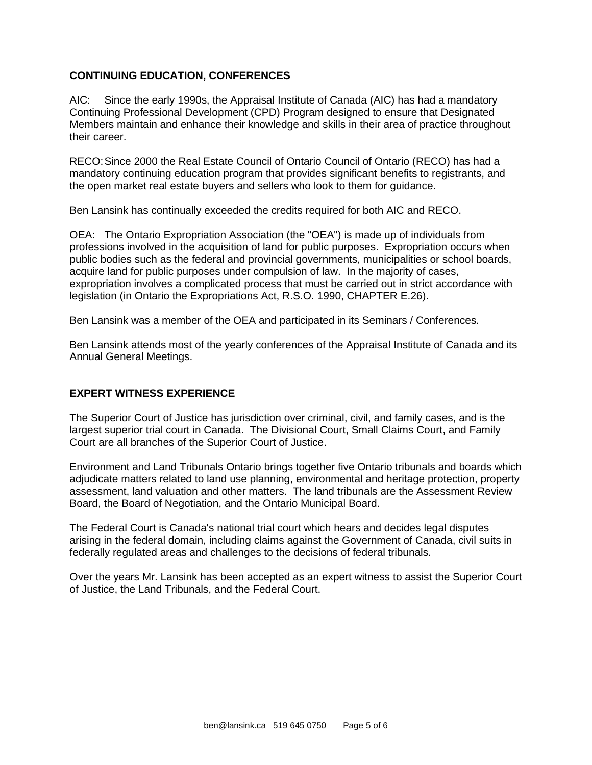## CONTINUING EDUCATION, CONFERENCES

AIC: Since the early 1990s, the Appraisal Institute of Canada (AIC) has had a mandatory Continuing Professional Development (CPD) Program designed to ensure that Designated Members maintain and enhance their knowledge and skills in their area of practice throughout their career.

RECO: Since 2000 the Real Estate Council of Ontario Council of Ontario (RECO) has had a mandatory continuing education program that provides significant benefits to registrants, and the open market real estate buyers and sellers who look to them for guidance.

Ben Lansink has continually exceeded the credits required for both AIC and RECO.

OEA: The Ontario Expropriation Association (the "OEA") is made up of individuals from professions involved in the acquisition of land for public purposes. Expropriation occurs when public bodies such as the federal and provincial governments, municipalities or school boards, acquire land for public purposes under compulsion of law. In the majority of cases, expropriation involves a complicated process that must be carried out in strict accordance with legislation (in Ontario the Expropriations Act, R.S.O. 1990, CHAPTER E.26).

Ben Lansink was a member of the OEA and participated in its Seminars / Conferences.

Ben Lansink attends most of the yearly conferences of the Appraisal Institute of Canada and its Annual General Meetings.

## EXPERT WITNESS EXPERIENCE

The Superior Court of Justice has jurisdiction over criminal, civil, and family cases, and is the largest superior trial court in Canada. The Divisional Court, Small Claims Court, and Family Court are all branches of the Superior Court of Justice.

Environment and Land Tribunals Ontario brings together five Ontario tribunals and boards which adjudicate matters related to land use planning, environmental and heritage protection, property assessment, land valuation and other matters. The land tribunals are the Assessment Review Board, the Board of Negotiation, and the Ontario Municipal Board.

The Federal Court is Canada's national trial court which hears and decides legal disputes arising in the federal domain, including claims against the Government of Canada, civil suits in federally regulated areas and challenges to the decisions of federal tribunals.

Over the years Mr. Lansink has been accepted as an expert witness to assist the Superior Court of Justice, the Land Tribunals, and the Federal Court.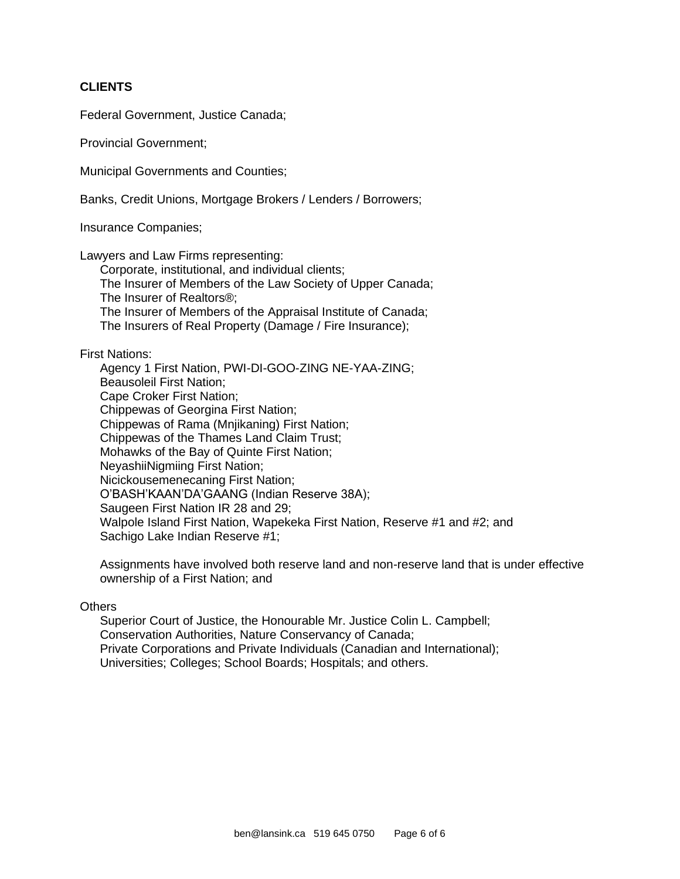**CLIENTS**

Federal Government, Justice Canada;

Provincial Government;

Municipal Governments and Counties;

Banks, Credit Unions, Mortgage Brokers / Lenders / Borrowers;

Insurance Companies;

Lawyers and Law Firms representing:
- Corporate, institutional, and individual clients;
- The Insurer of Members of the Law Society of Upper Canada;
- The Insurer of Realtors®;
- The Insurer of Members of the Appraisal Institute of Canada;
- The Insurers of Real Property (Damage / Fire Insurance);

First Nations:
- Agency 1 First Nation, PWI-DI-GOO-ZING NE-YAA-ZING;
- Beausoleil First Nation;
- Cape Croker First Nation;
- Chippewas of Georgina First Nation;
- Chippewas of Rama (Mnjikaning) First Nation;
- Chippewas of the Thames Land Claim Trust;
- Mohawks of the Bay of Quinte First Nation;
- NeyashiiNigmiing First Nation;
- Nicickousemenecaning First Nation;
- O'BASH'KAAN'DA'GAANG (Indian Reserve 38A);
- Saugeen First Nation IR 28 and 29;
- Walpole Island First Nation, Wapekeka First Nation, Reserve #1 and #2; and
- Sachigo Lake Indian Reserve #1;

Assignments have involved both reserve land and non-reserve land that is under effective ownership of a First Nation; and

Others
- Superior Court of Justice, the Honourable Mr. Justice Colin L. Campbell;
- Conservation Authorities, Nature Conservancy of Canada;
- Private Corporations and Private Individuals (Canadian and International);
- Universities; Colleges; School Boards; Hospitals; and others.